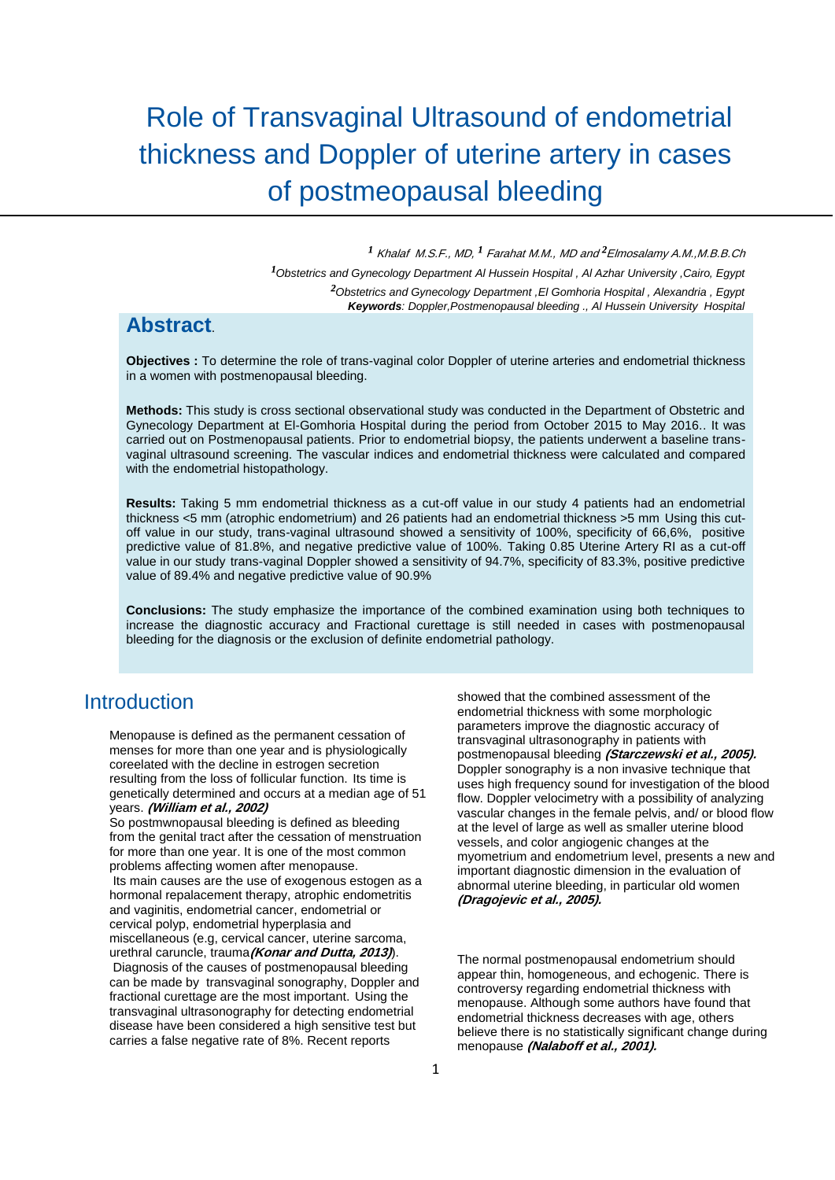# Role of Transvaginal Ultrasound of endometrial thickness and Doppler of uterine artery in cases of postmeopausal bleeding

[1] *Khalaf M.S.F., MD,* [1] *Farahat M.M., MD and* [2]*Elmosalamy A.M.,M.B.B.Ch*

[1]*Obstetrics and Gynecology Department Al Hussein Hospital , Al Azhar University ,Cairo, Egypt*

[2]*Obstetrics and Gynecology Department ,El Gomhoria Hospital , Alexandria , Egypt*

***Keywords****: Doppler,Postmenopausal bleeding ., Al Hussein University Hospital*

## Abstract.

**Objectives :** To determine the role of trans-vaginal color Doppler of uterine arteries and endometrial thickness in a women with postmenopausal bleeding.

**Methods:** This study is cross sectional observational study was conducted in the Department of Obstetric and Gynecology Department at El-Gomhoria Hospital during the period from October 2015 to May 2016.. It was carried out on Postmenopausal patients. Prior to endometrial biopsy, the patients underwent a baseline trans-vaginal ultrasound screening. The vascular indices and endometrial thickness were calculated and compared with the endometrial histopathology.

**Results:** Taking 5 mm endometrial thickness as a cut-off value in our study 4 patients had an endometrial thickness <5 mm (atrophic endometrium) and 26 patients had an endometrial thickness >5 mm Using this cut-off value in our study, trans-vaginal ultrasound showed a sensitivity of 100%, specificity of 66,6%, positive predictive value of 81.8%, and negative predictive value of 100%. Taking 0.85 Uterine Artery RI as a cut-off value in our study trans-vaginal Doppler showed a sensitivity of 94.7%, specificity of 83.3%, positive predictive value of 89.4% and negative predictive value of 90.9%

**Conclusions:** The study emphasize the importance of the combined examination using both techniques to increase the diagnostic accuracy and Fractional curettage is still needed in cases with postmenopausal bleeding for the diagnosis or the exclusion of definite endometrial pathology.

## Introduction

Menopause is defined as the permanent cessation of menses for more than one year and is physiologically coreelated with the decline in estrogen secretion resulting from the loss of follicular function. Its time is genetically determined and occurs at a median age of 51 years. ***(William et al., 2002)***

So postmwnopausal bleeding is defined as bleeding from the genital tract after the cessation of menstruation for more than one year. It is one of the most common problems affecting women after menopause.

Its main causes are the use of exogenous estogen as a hormonal repalacement therapy, atrophic endometritis and vaginitis, endometrial cancer, endometrial or cervical polyp, endometrial hyperplasia and miscellaneous (e.g, cervical cancer, uterine sarcoma, urethral caruncle, trauma***(Konar and Dutta, 2013)***).

Diagnosis of the causes of postmenopausal bleeding can be made by transvaginal sonography, Doppler and fractional curettage are the most important. Using the transvaginal ultrasonography for detecting endometrial disease have been considered a high sensitive test but carries a false negative rate of 8%. Recent reports showed that the combined assessment of the endometrial thickness with some morphologic parameters improve the diagnostic accuracy of transvaginal ultrasonography in patients with postmenopausal bleeding ***(Starczewski et al., 2005).*** Doppler sonography is a non invasive technique that uses high frequency sound for investigation of the blood flow. Doppler velocimetry with a possibility of analyzing vascular changes in the female pelvis, and/ or blood flow at the level of large as well as smaller uterine blood vessels, and color angiogenic changes at the myometrium and endometrium level, presents a new and important diagnostic dimension in the evaluation of abnormal uterine bleeding, in particular old women ***(Dragojevic et al., 2005).***

The normal postmenopausal endometrium should appear thin, homogeneous, and echogenic. There is controversy regarding endometrial thickness with menopause. Although some authors have found that endometrial thickness decreases with age, others believe there is no statistically significant change during menopause ***(Nalaboff et al., 2001).***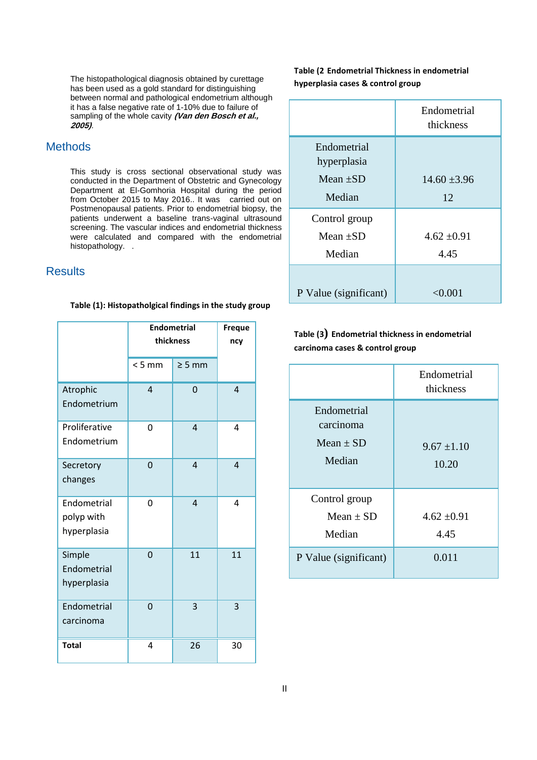The histopathological diagnosis obtained by curettage has been used as a gold standard for distinguishing between normal and pathological endometrium although it has a false negative rate of 1-10% due to failure of sampling of the whole cavity ***(Van den Bosch et al., 2005)***.

## Methods

This study is cross sectional observational study was conducted in the Department of Obstetric and Gynecology Department at El-Gomhoria Hospital during the period from October 2015 to May 2016.. It was carried out on Postmenopausal patients. Prior to endometrial biopsy, the patients underwent a baseline trans-vaginal ultrasound screening. The vascular indices and endometrial thickness were calculated and compared with the endometrial histopathology. .

## Results

**Table (1): Histopatholgical findings in the study group**

| | Endometrial thickness | | Frequency |
|---|---|---|---|
| | < 5 mm | ≥ 5 mm | |
| Atrophic Endometrium | 4 | 0 | 4 |
| Proliferative Endometrium | 0 | 4 | 4 |
| Secretory changes | 0 | 4 | 4 |
| Endometrial polyp with hyperplasia | 0 | 4 | 4 |
| Simple Endometrial hyperplasia | 0 | 11 | 11 |
| Endometrial carcinoma | 0 | 3 | 3 |
| **Total** | 4 | 26 | 30 |

**Table (2 Endometrial Thickness in endometrial hyperplasia cases & control group**

| | Endometrial thickness |
|---|---|
| Endometrial hyperplasia | |
| Mean ±SD | 14.60 ±3.96 |
| Median | 12 |
| Control group | |
| Mean ±SD | 4.62 ±0.91 |
| Median | 4.45 |
| P Value (significant) | <0.001 |

**Table (3) Endometrial thickness in endometrial carcinoma cases & control group**

| | Endometrial thickness |
|---|---|
| Endometrial carcinoma | |
| Mean ± SD | 9.67 ±1.10 |
| Median | 10.20 |
| Control group | |
| Mean ± SD | 4.62 ±0.91 |
| Median | 4.45 |
| P Value (significant) | 0.011 |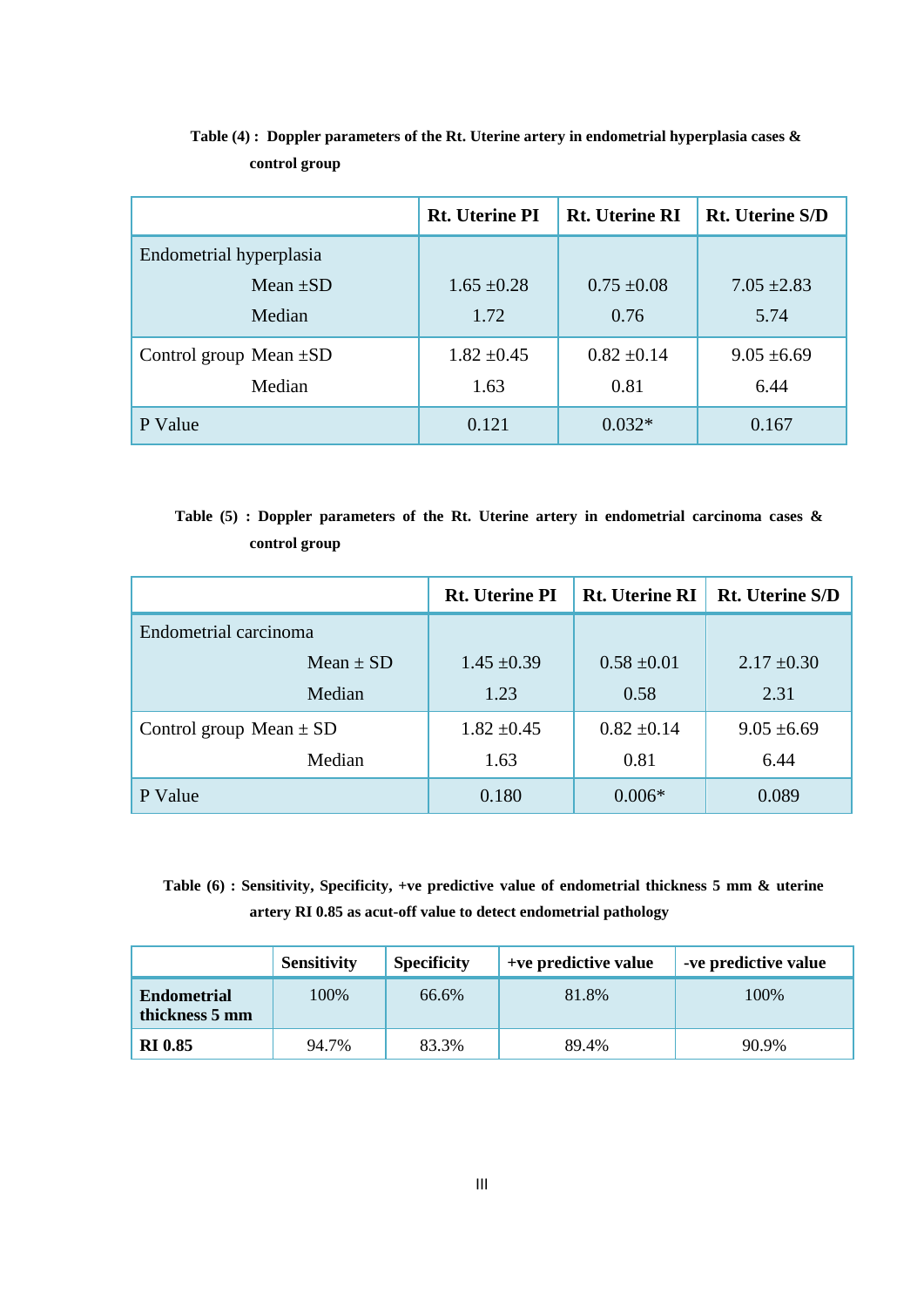**Table (4) : Doppler parameters of the Rt. Uterine artery in endometrial hyperplasia cases & control group**

| | Rt. Uterine PI | Rt. Uterine RI | Rt. Uterine S/D |
|---|---|---|---|
| Endometrial hyperplasia | | | |
| Mean ±SD | 1.65 ±0.28 | 0.75 ±0.08 | 7.05 ±2.83 |
| Median | 1.72 | 0.76 | 5.74 |
| Control group Mean ±SD | 1.82 ±0.45 | 0.82 ±0.14 | 9.05 ±6.69 |
| Median | 1.63 | 0.81 | 6.44 |
| P Value | 0.121 | 0.032* | 0.167 |

**Table (5) : Doppler parameters of the Rt. Uterine artery in endometrial carcinoma cases & control group**

| | Rt. Uterine PI | Rt. Uterine RI | Rt. Uterine S/D |
|---|---|---|---|
| Endometrial carcinoma | | | |
| Mean ± SD | 1.45 ±0.39 | 0.58 ±0.01 | 2.17 ±0.30 |
| Median | 1.23 | 0.58 | 2.31 |
| Control group Mean ± SD | 1.82 ±0.45 | 0.82 ±0.14 | 9.05 ±6.69 |
| Median | 1.63 | 0.81 | 6.44 |
| P Value | 0.180 | 0.006* | 0.089 |

**Table (6) : Sensitivity, Specificity, +ve predictive value of endometrial thickness 5 mm & uterine artery RI 0.85 as acut-off value to detect endometrial pathology**

| | Sensitivity | Specificity | +ve predictive value | -ve predictive value |
|---|---|---|---|---|
| **Endometrial thickness 5 mm** | 100% | 66.6% | 81.8% | 100% |
| **RI 0.85** | 94.7% | 83.3% | 89.4% | 90.9% |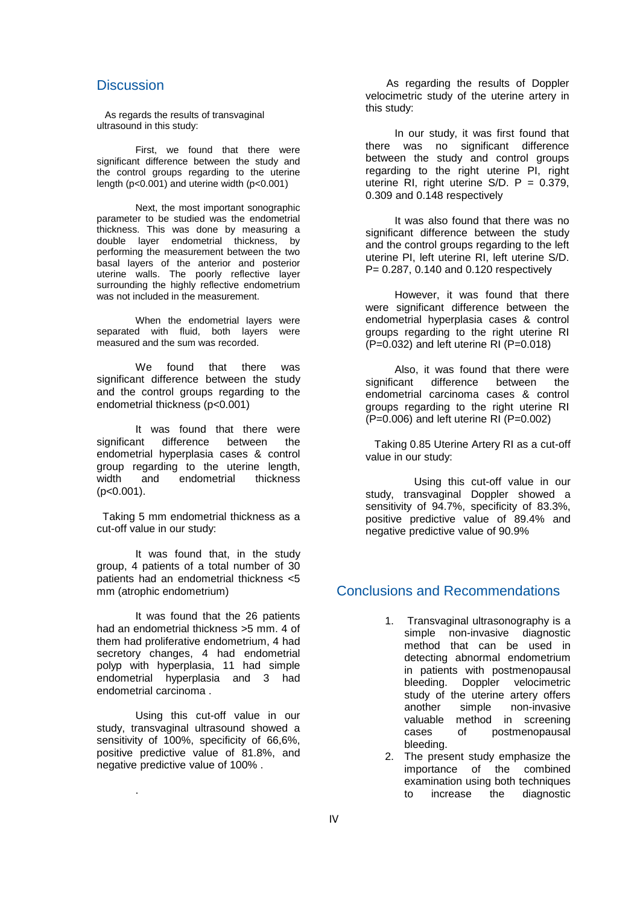## Discussion

As regards the results of transvaginal ultrasound in this study:

First, we found that there were significant difference between the study and the control groups regarding to the uterine length ($p<0.001$) and uterine width ($p<0.001$)

Next, the most important sonographic parameter to be studied was the endometrial thickness. This was done by measuring a double layer endometrial thickness, by performing the measurement between the two basal layers of the anterior and posterior uterine walls. The poorly reflective layer surrounding the highly reflective endometrium was not included in the measurement.

When the endometrial layers were separated with fluid, both layers were measured and the sum was recorded.

We found that there was significant difference between the study and the control groups regarding to the endometrial thickness ($p<0.001$)

It was found that there were significant difference between the endometrial hyperplasia cases & control group regarding to the uterine length, width and endometrial thickness ($p<0.001$).

Taking 5 mm endometrial thickness as a cut-off value in our study:

It was found that, in the study group, 4 patients of a total number of 30 patients had an endometrial thickness <5 mm (atrophic endometrium)

It was found that the 26 patients had an endometrial thickness >5 mm. 4 of them had proliferative endometrium, 4 had secretory changes, 4 had endometrial polyp with hyperplasia, 11 had simple endometrial hyperplasia and 3 had endometrial carcinoma .

Using this cut-off value in our study, transvaginal ultrasound showed a sensitivity of 100%, specificity of 66,6%, positive predictive value of 81.8%, and negative predictive value of 100% .

As regarding the results of Doppler velocimetric study of the uterine artery in this study:

In our study, it was first found that there was no significant difference between the study and control groups regarding to the right uterine PI, right uterine RI, right uterine S/D. P = 0.379, 0.309 and 0.148 respectively

It was also found that there was no significant difference between the study and the control groups regarding to the left uterine PI, left uterine RI, left uterine S/D. P= 0.287, 0.140 and 0.120 respectively

However, it was found that there were significant difference between the endometrial hyperplasia cases & control groups regarding to the right uterine RI (P=0.032) and left uterine RI (P=0.018)

Also, it was found that there were significant difference between the endometrial carcinoma cases & control groups regarding to the right uterine RI (P=0.006) and left uterine RI (P=0.002)

Taking 0.85 Uterine Artery RI as a cut-off value in our study:

Using this cut-off value in our study, transvaginal Doppler showed a sensitivity of 94.7%, specificity of 83.3%, positive predictive value of 89.4% and negative predictive value of 90.9%

## Conclusions and Recommendations

1. Transvaginal ultrasonography is a simple non-invasive diagnostic method that can be used in detecting abnormal endometrium in patients with postmenopausal bleeding. Doppler velocimetric study of the uterine artery offers another simple non-invasive valuable method in screening cases of postmenopausal bleeding.
2. The present study emphasize the importance of the combined examination using both techniques to increase the diagnostic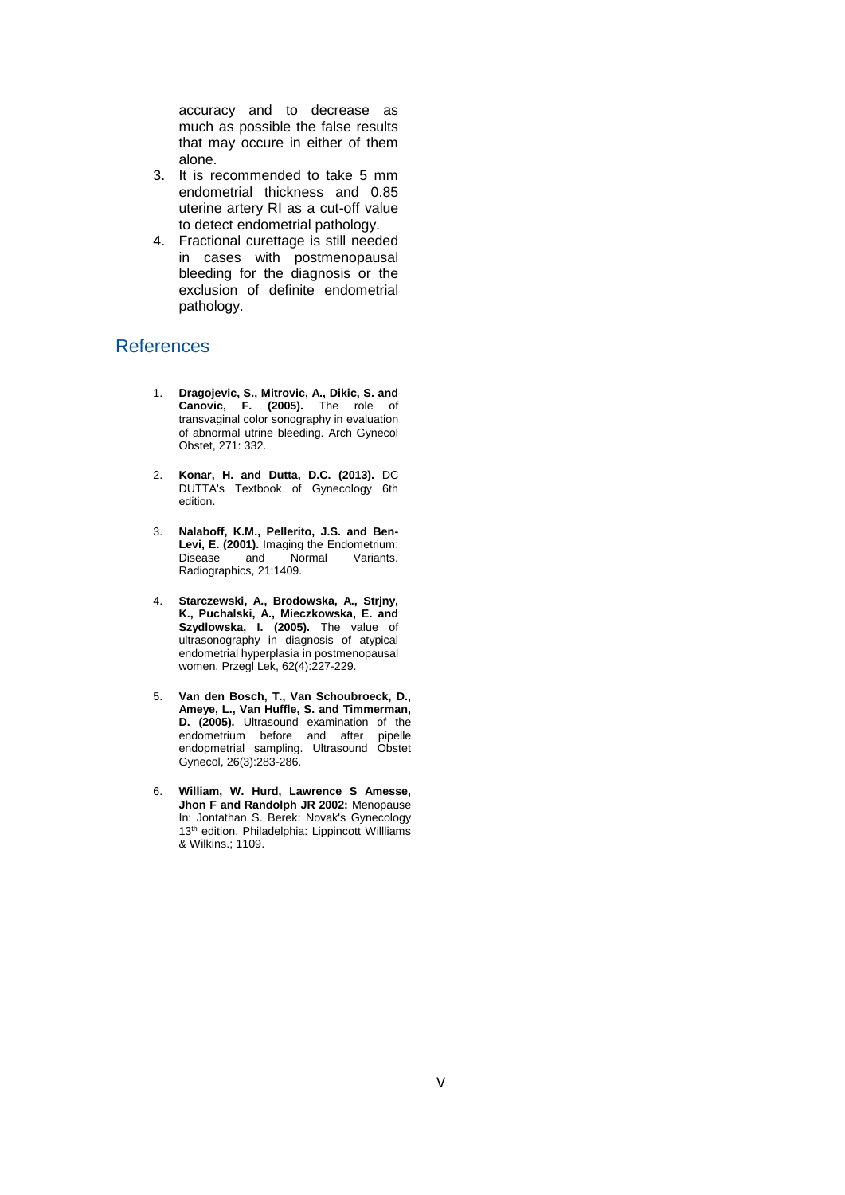accuracy and to decrease as much as possible the false results that may occure in either of them alone.

3. It is recommended to take 5 mm endometrial thickness and 0.85 uterine artery RI as a cut-off value to detect endometrial pathology.
4. Fractional curettage is still needed in cases with postmenopausal bleeding for the diagnosis or the exclusion of definite endometrial pathology.

## References

1. **Dragojevic, S., Mitrovic, A., Dikic, S. and Canovic, F. (2005).** The role of transvaginal color sonography in evaluation of abnormal utrine bleeding. Arch Gynecol Obstet, 271: 332.

2. **Konar, H. and Dutta, D.C. (2013).** DC DUTTA's Textbook of Gynecology 6th edition.

3. **Nalaboff, K.M., Pellerito, J.S. and Ben-Levi, E. (2001).** Imaging the Endometrium: Disease and Normal Variants. Radiographics, 21:1409.

4. **Starczewski, A., Brodowska, A., Strjny, K., Puchalski, A., Mieczkowska, E. and Szydlowska, I. (2005).** The value of ultrasonography in diagnosis of atypical endometrial hyperplasia in postmenopausal women. Przegl Lek, 62(4):227-229.

5. **Van den Bosch, T., Van Schoubroeck, D., Ameye, L., Van Huffle, S. and Timmerman, D. (2005).** Ultrasound examination of the endometrium before and after pipelle endopmetrial sampling. Ultrasound Obstet Gynecol, 26(3):283-286.

6. **William, W. Hurd, Lawrence S Amesse, Jhon F and Randolph JR 2002:** Menopause In: Jontathan S. Berek: Novak's Gynecology 13th edition. Philadelphia: Lippincott Willliams & Wilkins.; 1109.